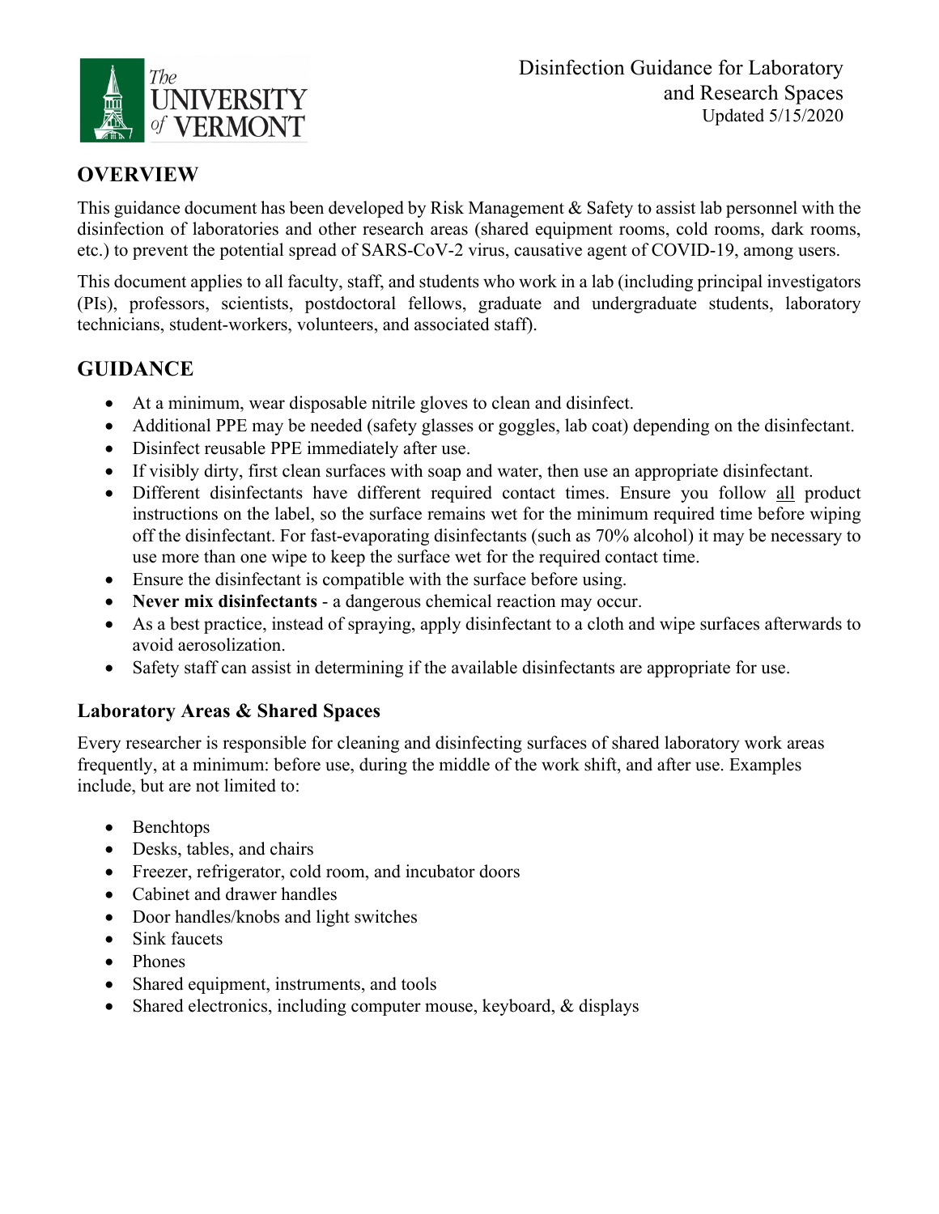The University of Vermont

Disinfection Guidance for Laboratory and Research Spaces
Updated 5/15/2020

# OVERVIEW

This guidance document has been developed by Risk Management & Safety to assist lab personnel with the disinfection of laboratories and other research areas (shared equipment rooms, cold rooms, dark rooms, etc.) to prevent the potential spread of SARS-CoV-2 virus, causative agent of COVID-19, among users.

This document applies to all faculty, staff, and students who work in a lab (including principal investigators (PIs), professors, scientists, postdoctoral fellows, graduate and undergraduate students, laboratory technicians, student-workers, volunteers, and associated staff).

# GUIDANCE

- At a minimum, wear disposable nitrile gloves to clean and disinfect.
- Additional PPE may be needed (safety glasses or goggles, lab coat) depending on the disinfectant.
- Disinfect reusable PPE immediately after use.
- If visibly dirty, first clean surfaces with soap and water, then use an appropriate disinfectant.
- Different disinfectants have different required contact times. Ensure you follow all product instructions on the label, so the surface remains wet for the minimum required time before wiping off the disinfectant. For fast-evaporating disinfectants (such as 70% alcohol) it may be necessary to use more than one wipe to keep the surface wet for the required contact time.
- Ensure the disinfectant is compatible with the surface before using.
- **Never mix disinfectants** - a dangerous chemical reaction may occur.
- As a best practice, instead of spraying, apply disinfectant to a cloth and wipe surfaces afterwards to avoid aerosolization.
- Safety staff can assist in determining if the available disinfectants are appropriate for use.

## Laboratory Areas & Shared Spaces

Every researcher is responsible for cleaning and disinfecting surfaces of shared laboratory work areas frequently, at a minimum: before use, during the middle of the work shift, and after use. Examples include, but are not limited to:

- Benchtops
- Desks, tables, and chairs
- Freezer, refrigerator, cold room, and incubator doors
- Cabinet and drawer handles
- Door handles/knobs and light switches
- Sink faucets
- Phones
- Shared equipment, instruments, and tools
- Shared electronics, including computer mouse, keyboard, & displays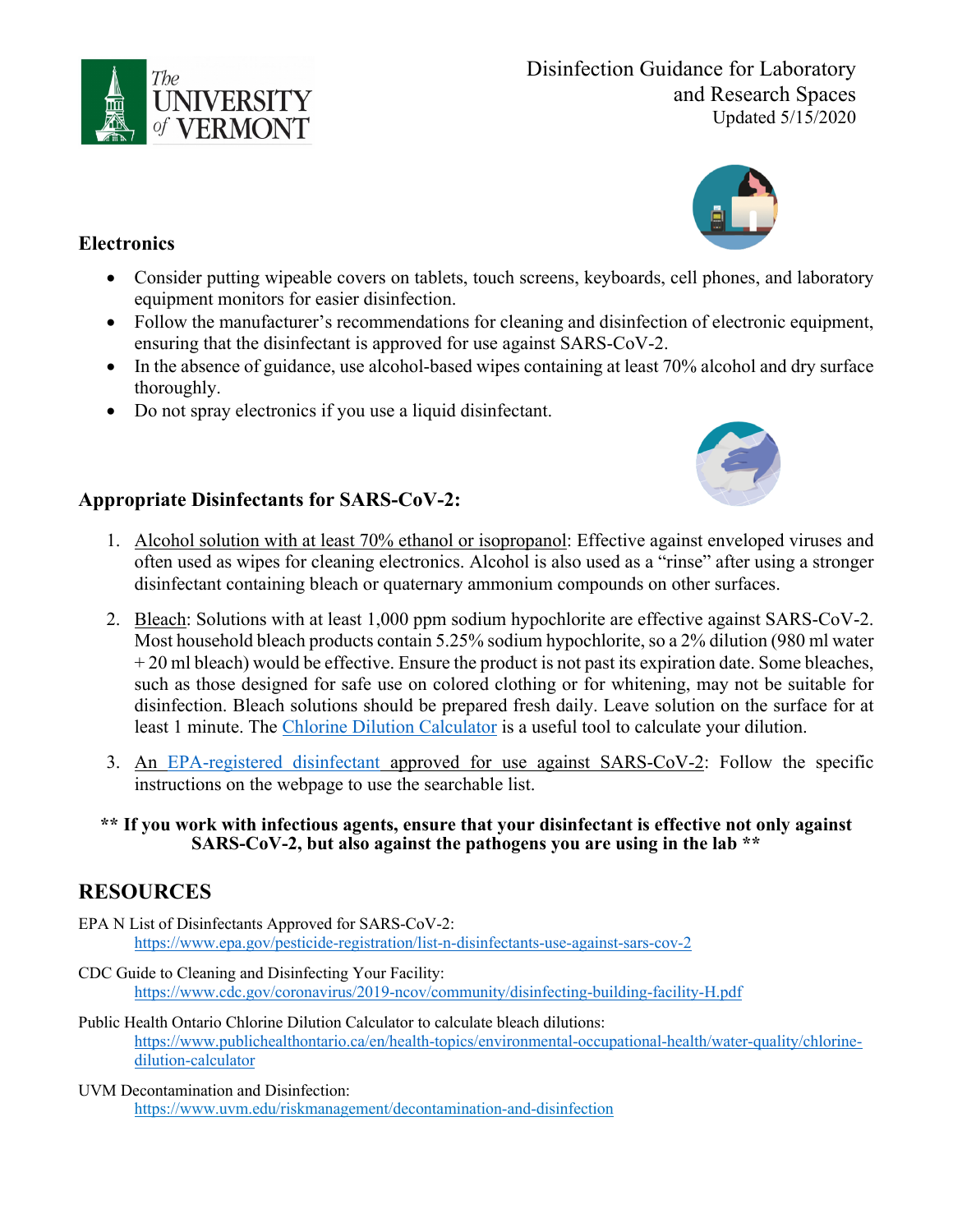## Electronics

- Consider putting wipeable covers on tablets, touch screens, keyboards, cell phones, and laboratory equipment monitors for easier disinfection.
- Follow the manufacturer's recommendations for cleaning and disinfection of electronic equipment, ensuring that the disinfectant is approved for use against SARS-CoV-2.
- In the absence of guidance, use alcohol-based wipes containing at least 70% alcohol and dry surface thoroughly.
- Do not spray electronics if you use a liquid disinfectant.

## Appropriate Disinfectants for SARS-CoV-2:

1. Alcohol solution with at least 70% ethanol or isopropanol: Effective against enveloped viruses and often used as wipes for cleaning electronics. Alcohol is also used as a "rinse" after using a stronger disinfectant containing bleach or quaternary ammonium compounds on other surfaces.

2. Bleach: Solutions with at least 1,000 ppm sodium hypochlorite are effective against SARS-CoV-2. Most household bleach products contain 5.25% sodium hypochlorite, so a 2% dilution (980 ml water + 20 ml bleach) would be effective. Ensure the product is not past its expiration date. Some bleaches, such as those designed for safe use on colored clothing or for whitening, may not be suitable for disinfection. Bleach solutions should be prepared fresh daily. Leave solution on the surface for at least 1 minute. The Chlorine Dilution Calculator is a useful tool to calculate your dilution.

3. An EPA-registered disinfectant approved for use against SARS-CoV-2: Follow the specific instructions on the webpage to use the searchable list.

**\*\* If you work with infectious agents, ensure that your disinfectant is effective not only against SARS-CoV-2, but also against the pathogens you are using in the lab \*\***

## RESOURCES

EPA N List of Disinfectants Approved for SARS-CoV-2:
https://www.epa.gov/pesticide-registration/list-n-disinfectants-use-against-sars-cov-2

CDC Guide to Cleaning and Disinfecting Your Facility:
https://www.cdc.gov/coronavirus/2019-ncov/community/disinfecting-building-facility-H.pdf

Public Health Ontario Chlorine Dilution Calculator to calculate bleach dilutions:
https://www.publichealthontario.ca/en/health-topics/environmental-occupational-health/water-quality/chlorine-dilution-calculator

UVM Decontamination and Disinfection:
https://www.uvm.edu/riskmanagement/decontamination-and-disinfection